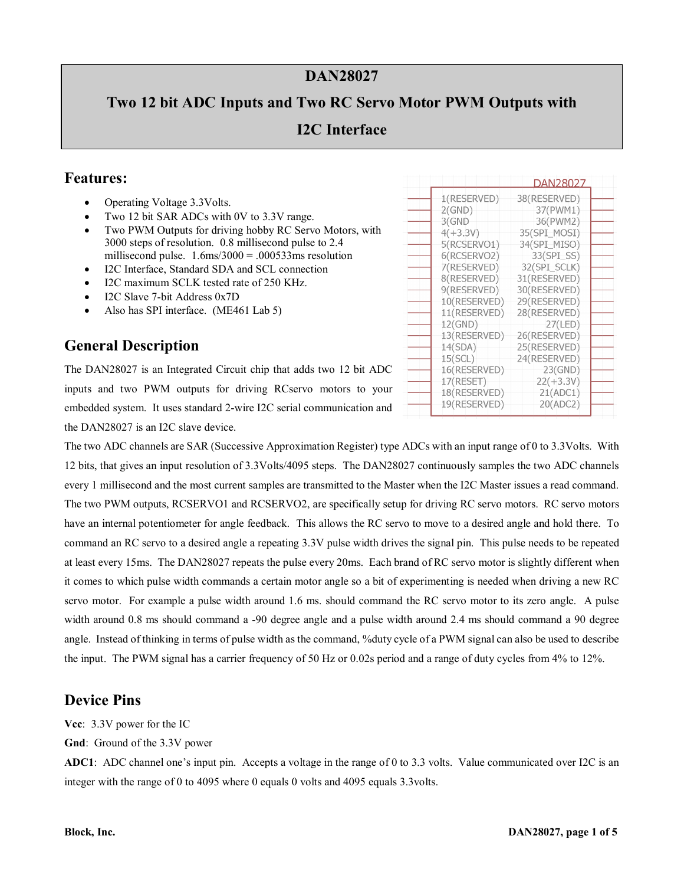# DAN28027

## Two 12 bit ADC Inputs and Two RC Servo Motor PWM Outputs with I2C Interface

## Features:

- Operating Voltage 3.3Volts.
- Two 12 bit SAR ADCs with 0V to 3.3V range.
- Two PWM Outputs for driving hobby RC Servo Motors, with 3000 steps of resolution. 0.8 millisecond pulse to 2.4 millisecond pulse. 1.6ms/3000 = .000533ms resolution
- I2C Interface, Standard SDA and SCL connection
- I2C maximum SCLK tested rate of 250 KHz.
- I2C Slave 7-bit Address 0x7D
- Also has SPI interface. (ME461 Lab 5)

DAN28027

| Left Pins | Right Pins |
| --- | --- |
| 1(RESERVED) | 38(RESERVED) |
| 2(GND) | 37(PWM1) |
| 3(GND | 36(PWM2) |
| 4(+3.3V) | 35(SPI_MOSI) |
| 5(RCSERVO1) | 34(SPI_MISO) |
| 6(RCSERVO2) | 33(SPI_SS) |
| 7(RESERVED) | 32(SPI_SCLK) |
| 8(RESERVED) | 31(RESERVED) |
| 9(RESERVED) | 30(RESERVED) |
| 10(RESERVED) | 29(RESERVED) |
| 11(RESERVED) | 28(RESERVED) |
| 12(GND) | 27(LED) |
| 13(RESERVED) | 26(RESERVED) |
| 14(SDA) | 25(RESERVED) |
| 15(SCL) | 24(RESERVED) |
| 16(RESERVED) | 23(GND) |
| 17(RESET) | 22(+3.3V) |
| 18(RESERVED) | 21(ADC1) |
| 19(RESERVED) | 20(ADC2) |

## General Description

The DAN28027 is an Integrated Circuit chip that adds two 12 bit ADC inputs and two PWM outputs for driving RCservo motors to your embedded system. It uses standard 2-wire I2C serial communication and the DAN28027 is an I2C slave device.

The two ADC channels are SAR (Successive Approximation Register) type ADCs with an input range of 0 to 3.3Volts. With 12 bits, that gives an input resolution of 3.3Volts/4095 steps. The DAN28027 continuously samples the two ADC channels every 1 millisecond and the most current samples are transmitted to the Master when the I2C Master issues a read command. The two PWM outputs, RCSERVO1 and RCSERVO2, are specifically setup for driving RC servo motors. RC servo motors have an internal potentiometer for angle feedback. This allows the RC servo to move to a desired angle and hold there. To command an RC servo to a desired angle a repeating 3.3V pulse width drives the signal pin. This pulse needs to be repeated at least every 15ms. The DAN28027 repeats the pulse every 20ms. Each brand of RC servo motor is slightly different when it comes to which pulse width commands a certain motor angle so a bit of experimenting is needed when driving a new RC servo motor. For example a pulse width around 1.6 ms. should command the RC servo motor to its zero angle. A pulse width around 0.8 ms should command a -90 degree angle and a pulse width around 2.4 ms should command a 90 degree angle. Instead of thinking in terms of pulse width as the command, %duty cycle of a PWM signal can also be used to describe the input. The PWM signal has a carrier frequency of 50 Hz or 0.02s period and a range of duty cycles from 4% to 12%.

## Device Pins

**Vcc**: 3.3V power for the IC

**Gnd**: Ground of the 3.3V power

**ADC1**: ADC channel one's input pin. Accepts a voltage in the range of 0 to 3.3 volts. Value communicated over I2C is an integer with the range of 0 to 4095 where 0 equals 0 volts and 4095 equals 3.3volts.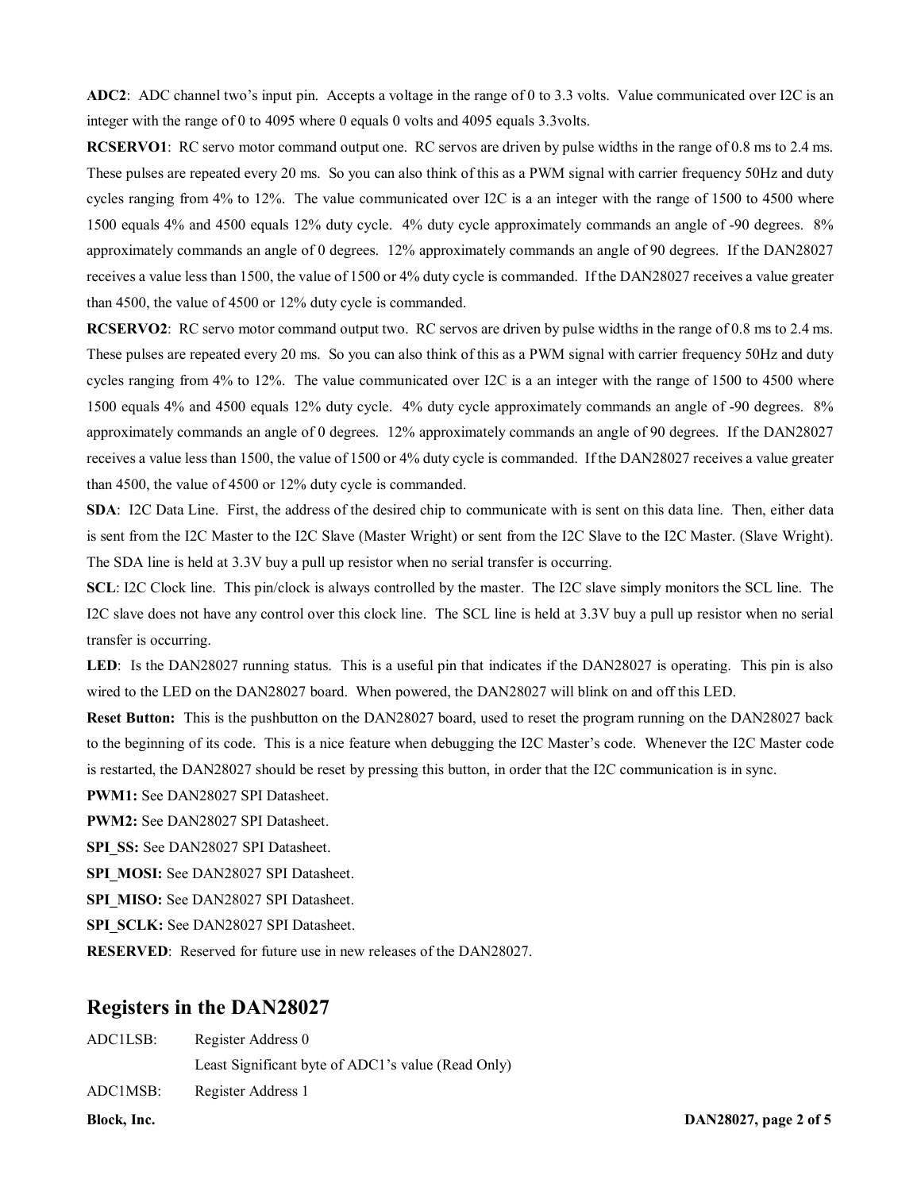**ADC2**: ADC channel two's input pin. Accepts a voltage in the range of 0 to 3.3 volts. Value communicated over I2C is an integer with the range of 0 to 4095 where 0 equals 0 volts and 4095 equals 3.3volts.

**RCSERVO1**: RC servo motor command output one. RC servos are driven by pulse widths in the range of 0.8 ms to 2.4 ms. These pulses are repeated every 20 ms. So you can also think of this as a PWM signal with carrier frequency 50Hz and duty cycles ranging from 4% to 12%. The value communicated over I2C is a an integer with the range of 1500 to 4500 where 1500 equals 4% and 4500 equals 12% duty cycle. 4% duty cycle approximately commands an angle of -90 degrees. 8% approximately commands an angle of 0 degrees. 12% approximately commands an angle of 90 degrees. If the DAN28027 receives a value less than 1500, the value of 1500 or 4% duty cycle is commanded. If the DAN28027 receives a value greater than 4500, the value of 4500 or 12% duty cycle is commanded.

**RCSERVO2**: RC servo motor command output two. RC servos are driven by pulse widths in the range of 0.8 ms to 2.4 ms. These pulses are repeated every 20 ms. So you can also think of this as a PWM signal with carrier frequency 50Hz and duty cycles ranging from 4% to 12%. The value communicated over I2C is a an integer with the range of 1500 to 4500 where 1500 equals 4% and 4500 equals 12% duty cycle. 4% duty cycle approximately commands an angle of -90 degrees. 8% approximately commands an angle of 0 degrees. 12% approximately commands an angle of 90 degrees. If the DAN28027 receives a value less than 1500, the value of 1500 or 4% duty cycle is commanded. If the DAN28027 receives a value greater than 4500, the value of 4500 or 12% duty cycle is commanded.

**SDA**: I2C Data Line. First, the address of the desired chip to communicate with is sent on this data line. Then, either data is sent from the I2C Master to the I2C Slave (Master Wright) or sent from the I2C Slave to the I2C Master. (Slave Wright). The SDA line is held at 3.3V buy a pull up resistor when no serial transfer is occurring.

**SCL**: I2C Clock line. This pin/clock is always controlled by the master. The I2C slave simply monitors the SCL line. The I2C slave does not have any control over this clock line. The SCL line is held at 3.3V buy a pull up resistor when no serial transfer is occurring.

**LED**: Is the DAN28027 running status. This is a useful pin that indicates if the DAN28027 is operating. This pin is also wired to the LED on the DAN28027 board. When powered, the DAN28027 will blink on and off this LED.

**Reset Button:** This is the pushbutton on the DAN28027 board, used to reset the program running on the DAN28027 back to the beginning of its code. This is a nice feature when debugging the I2C Master's code. Whenever the I2C Master code is restarted, the DAN28027 should be reset by pressing this button, in order that the I2C communication is in sync.

**PWM1:** See DAN28027 SPI Datasheet.

**PWM2:** See DAN28027 SPI Datasheet.

**SPI_SS:** See DAN28027 SPI Datasheet.

**SPI_MOSI:** See DAN28027 SPI Datasheet.

**SPI_MISO:** See DAN28027 SPI Datasheet.

**SPI_SCLK:** See DAN28027 SPI Datasheet.

**RESERVED**: Reserved for future use in new releases of the DAN28027.

## Registers in the DAN28027

ADC1LSB: Register Address 0
Least Significant byte of ADC1's value (Read Only)

ADC1MSB: Register Address 1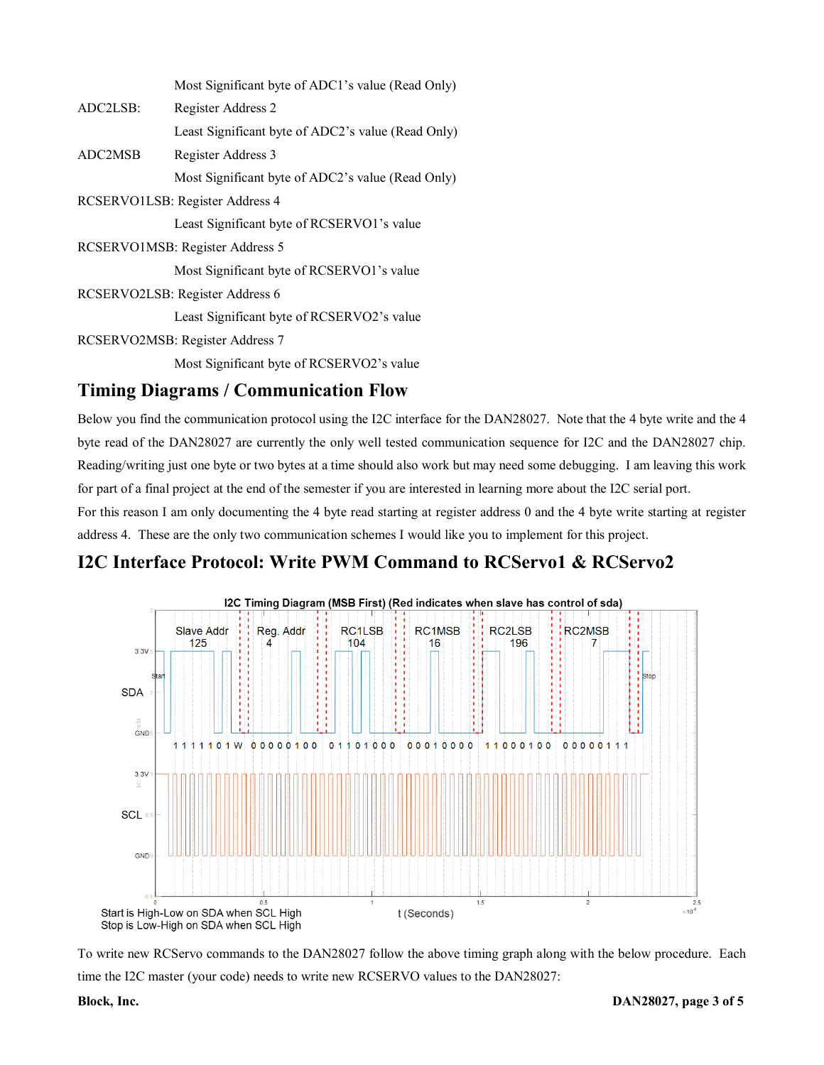Most Significant byte of ADC1's value (Read Only)

ADC2LSB: Register Address 2

Least Significant byte of ADC2's value (Read Only)

ADC2MSB Register Address 3

Most Significant byte of ADC2's value (Read Only)

RCSERVO1LSB: Register Address 4

Least Significant byte of RCSERVO1's value

RCSERVO1MSB: Register Address 5

Most Significant byte of RCSERVO1's value

RCSERVO2LSB: Register Address 6

Least Significant byte of RCSERVO2's value

RCSERVO2MSB: Register Address 7

Most Significant byte of RCSERVO2's value

## Timing Diagrams / Communication Flow

Below you find the communication protocol using the I2C interface for the DAN28027. Note that the 4 byte write and the 4 byte read of the DAN28027 are currently the only well tested communication sequence for I2C and the DAN28027 chip. Reading/writing just one byte or two bytes at a time should also work but may need some debugging. I am leaving this work for part of a final project at the end of the semester if you are interested in learning more about the I2C serial port.

For this reason I am only documenting the 4 byte read starting at register address 0 and the 4 byte write starting at register address 4. These are the only two communication schemes I would like you to implement for this project.

## I2C Interface Protocol: Write PWM Command to RCServo1 & RCServo2

I2C Timing Diagram (MSB First) (Red indicates when slave has control of sda)

Slave Addr 125 | Reg. Addr 4 | RC1LSB 104 | RC1MSB 16 | RC2LSB 196 | RC2MSB 7

SDA: Start 1 1 1 1 1 0 1 W 0 0 0 0 0 1 0 0 0 1 1 0 1 0 0 0 0 0 0 1 0 0 0 0 1 1 0 0 0 1 0 0 0 0 0 0 0 1 1 1 Stop

Start is High-Low on SDA when SCL High
Stop is Low-High on SDA when SCL High

To write new RCServo commands to the DAN28027 follow the above timing graph along with the below procedure. Each time the I2C master (your code) needs to write new RCSERVO values to the DAN28027: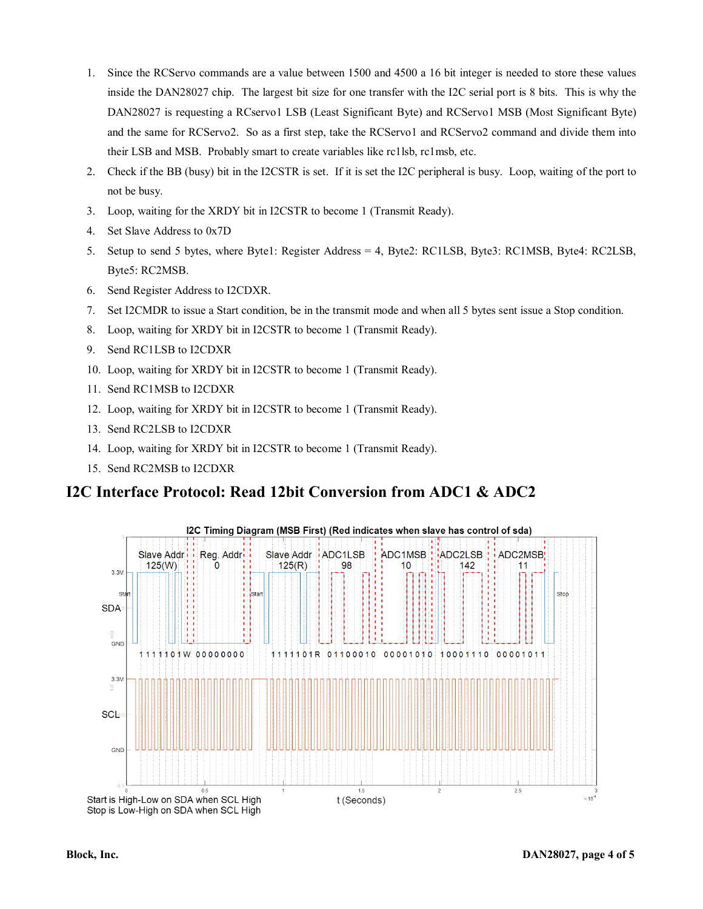1. Since the RCServo commands are a value between 1500 and 4500 a 16 bit integer is needed to store these values inside the DAN28027 chip. The largest bit size for one transfer with the I2C serial port is 8 bits. This is why the DAN28027 is requesting a RCservo1 LSB (Least Significant Byte) and RCServo1 MSB (Most Significant Byte) and the same for RCServo2. So as a first step, take the RCServo1 and RCServo2 command and divide them into their LSB and MSB. Probably smart to create variables like rc1lsb, rc1msb, etc.
2. Check if the BB (busy) bit in the I2CSTR is set. If it is set the I2C peripheral is busy. Loop, waiting of the port to not be busy.
3. Loop, waiting for the XRDY bit in I2CSTR to become 1 (Transmit Ready).
4. Set Slave Address to 0x7D
5. Setup to send 5 bytes, where Byte1: Register Address = 4, Byte2: RC1LSB, Byte3: RC1MSB, Byte4: RC2LSB, Byte5: RC2MSB.
6. Send Register Address to I2CDXR.
7. Set I2CMDR to issue a Start condition, be in the transmit mode and when all 5 bytes sent issue a Stop condition.
8. Loop, waiting for XRDY bit in I2CSTR to become 1 (Transmit Ready).
9. Send RC1LSB to I2CDXR
10. Loop, waiting for XRDY bit in I2CSTR to become 1 (Transmit Ready).
11. Send RC1MSB to I2CDXR
12. Loop, waiting for XRDY bit in I2CSTR to become 1 (Transmit Ready).
13. Send RC2LSB to I2CDXR
14. Loop, waiting for XRDY bit in I2CSTR to become 1 (Transmit Ready).
15. Send RC2MSB to I2CDXR

## I2C Interface Protocol: Read 12bit Conversion from ADC1 & ADC2

I2C Timing Diagram (MSB First) (Red indicates when slave has control of sda)

Slave Addr 125(W) | Reg. Addr 0 | Slave Addr 125(R) | ADC1LSB 98 | ADC1MSB 10 | ADC2LSB 142 | ADC2MSB 11

SDA: Start 1111101W 00000000 Start 1111101R 01100010 00001010 10001110 00001011 Stop

SCL

t (Seconds) $\times 10^{-4}$

Start is High-Low on SDA when SCL High
Stop is Low-High on SDA when SCL High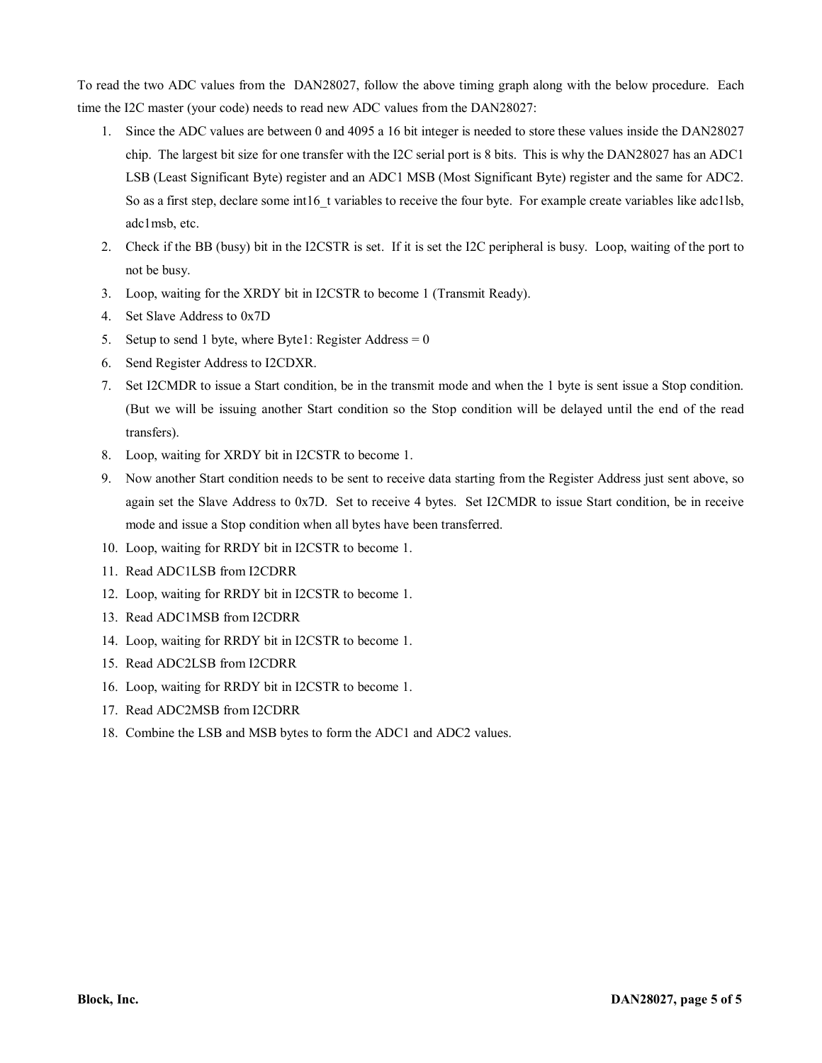To read the two ADC values from the DAN28027, follow the above timing graph along with the below procedure. Each time the I2C master (your code) needs to read new ADC values from the DAN28027:

1. Since the ADC values are between 0 and 4095 a 16 bit integer is needed to store these values inside the DAN28027 chip. The largest bit size for one transfer with the I2C serial port is 8 bits. This is why the DAN28027 has an ADC1 LSB (Least Significant Byte) register and an ADC1 MSB (Most Significant Byte) register and the same for ADC2. So as a first step, declare some int16_t variables to receive the four byte. For example create variables like adc1lsb, adc1msb, etc.
2. Check if the BB (busy) bit in the I2CSTR is set. If it is set the I2C peripheral is busy. Loop, waiting of the port to not be busy.
3. Loop, waiting for the XRDY bit in I2CSTR to become 1 (Transmit Ready).
4. Set Slave Address to 0x7D
5. Setup to send 1 byte, where Byte1: Register Address = 0
6. Send Register Address to I2CDXR.
7. Set I2CMDR to issue a Start condition, be in the transmit mode and when the 1 byte is sent issue a Stop condition. (But we will be issuing another Start condition so the Stop condition will be delayed until the end of the read transfers).
8. Loop, waiting for XRDY bit in I2CSTR to become 1.
9. Now another Start condition needs to be sent to receive data starting from the Register Address just sent above, so again set the Slave Address to 0x7D. Set to receive 4 bytes. Set I2CMDR to issue Start condition, be in receive mode and issue a Stop condition when all bytes have been transferred.
10. Loop, waiting for RRDY bit in I2CSTR to become 1.
11. Read ADC1LSB from I2CDRR
12. Loop, waiting for RRDY bit in I2CSTR to become 1.
13. Read ADC1MSB from I2CDRR
14. Loop, waiting for RRDY bit in I2CSTR to become 1.
15. Read ADC2LSB from I2CDRR
16. Loop, waiting for RRDY bit in I2CSTR to become 1.
17. Read ADC2MSB from I2CDRR
18. Combine the LSB and MSB bytes to form the ADC1 and ADC2 values.